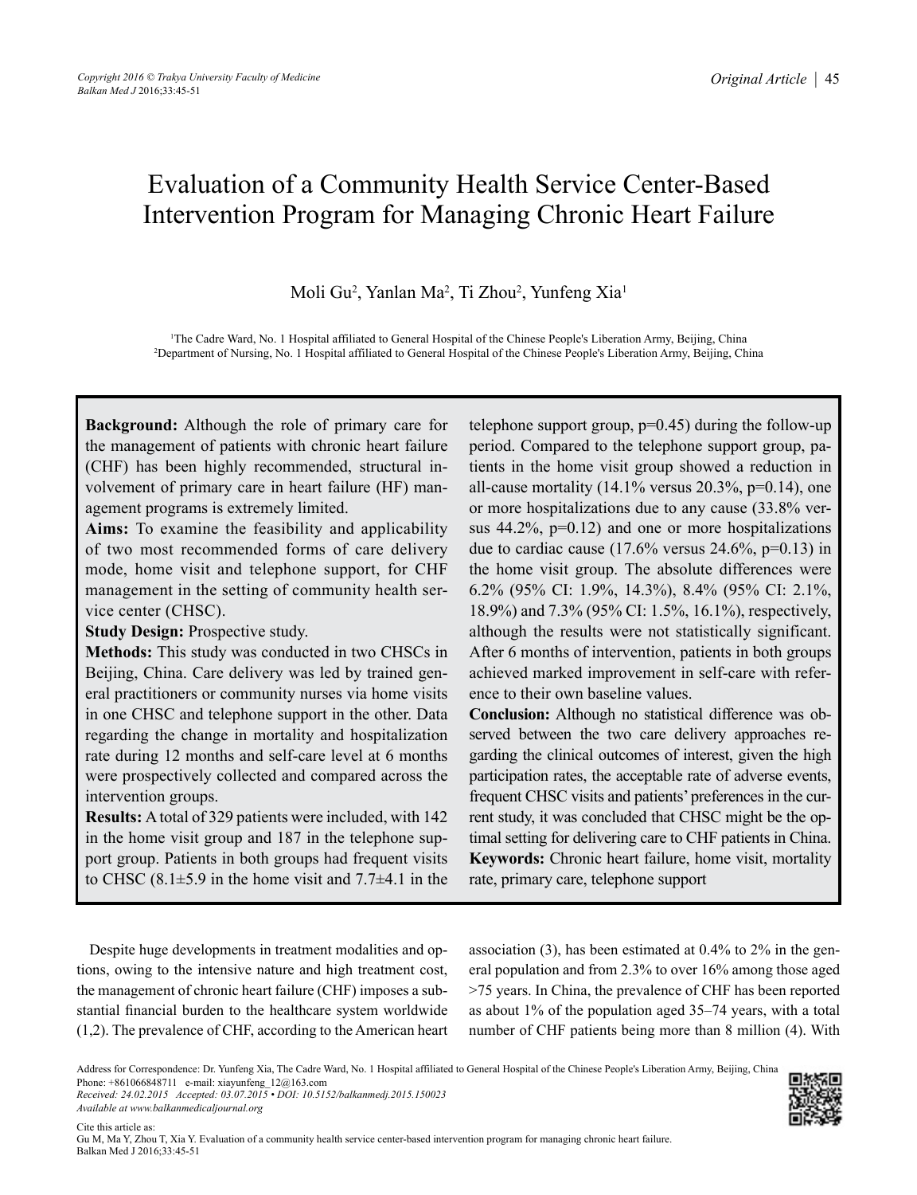# Evaluation of a Community Health Service Center-Based Intervention Program for Managing Chronic Heart Failure

Moli Gu[2], Yanlan Ma[2], Ti Zhou[2], Yunfeng Xia[1]

[1]The Cadre Ward, No. 1 Hospital affiliated to General Hospital of the Chinese People's Liberation Army, Beijing, China
[2]Department of Nursing, No. 1 Hospital affiliated to General Hospital of the Chinese People's Liberation Army, Beijing, China

**Background:** Although the role of primary care for the management of patients with chronic heart failure (CHF) has been highly recommended, structural involvement of primary care in heart failure (HF) management programs is extremely limited.

**Aims:** To examine the feasibility and applicability of two most recommended forms of care delivery mode, home visit and telephone support, for CHF management in the setting of community health service center (CHSC).

**Study Design:** Prospective study.

**Methods:** This study was conducted in two CHSCs in Beijing, China. Care delivery was led by trained general practitioners or community nurses via home visits in one CHSC and telephone support in the other. Data regarding the change in mortality and hospitalization rate during 12 months and self-care level at 6 months were prospectively collected and compared across the intervention groups.

**Results:** A total of 329 patients were included, with 142 in the home visit group and 187 in the telephone support group. Patients in both groups had frequent visits to CHSC (8.1±5.9 in the home visit and 7.7±4.1 in the telephone support group, p=0.45) during the follow-up period. Compared to the telephone support group, patients in the home visit group showed a reduction in all-cause mortality (14.1% versus 20.3%, p=0.14), one or more hospitalizations due to any cause (33.8% versus 44.2%, p=0.12) and one or more hospitalizations due to cardiac cause (17.6% versus 24.6%, p=0.13) in the home visit group. The absolute differences were 6.2% (95% CI: 1.9%, 14.3%), 8.4% (95% CI: 2.1%, 18.9%) and 7.3% (95% CI: 1.5%, 16.1%), respectively, although the results were not statistically significant. After 6 months of intervention, patients in both groups achieved marked improvement in self-care with reference to their own baseline values.

**Conclusion:** Although no statistical difference was observed between the two care delivery approaches regarding the clinical outcomes of interest, given the high participation rates, the acceptable rate of adverse events, frequent CHSC visits and patients' preferences in the current study, it was concluded that CHSC might be the optimal setting for delivering care to CHF patients in China.

**Keywords:** Chronic heart failure, home visit, mortality rate, primary care, telephone support

Despite huge developments in treatment modalities and options, owing to the intensive nature and high treatment cost, the management of chronic heart failure (CHF) imposes a substantial financial burden to the healthcare system worldwide (1,2). The prevalence of CHF, according to the American heart association (3), has been estimated at 0.4% to 2% in the general population and from 2.3% to over 16% among those aged >75 years. In China, the prevalence of CHF has been reported as about 1% of the population aged 35–74 years, with a total number of CHF patients being more than 8 million (4). With

Address for Correspondence: Dr. Yunfeng Xia, The Cadre Ward, No. 1 Hospital affiliated to General Hospital of the Chinese People's Liberation Army, Beijing, China
Phone: +861066848711 e-mail: xiayunfeng_12@163.com
*Received: 24.02.2015 Accepted: 03.07.2015 • DOI: 10.5152/balkanmedj.2015.150023*
*Available at www.balkanmedicaljournal.org*

Cite this article as:
Gu M, Ma Y, Zhou T, Xia Y. Evaluation of a community health service center-based intervention program for managing chronic heart failure.
Balkan Med J 2016;33:45-51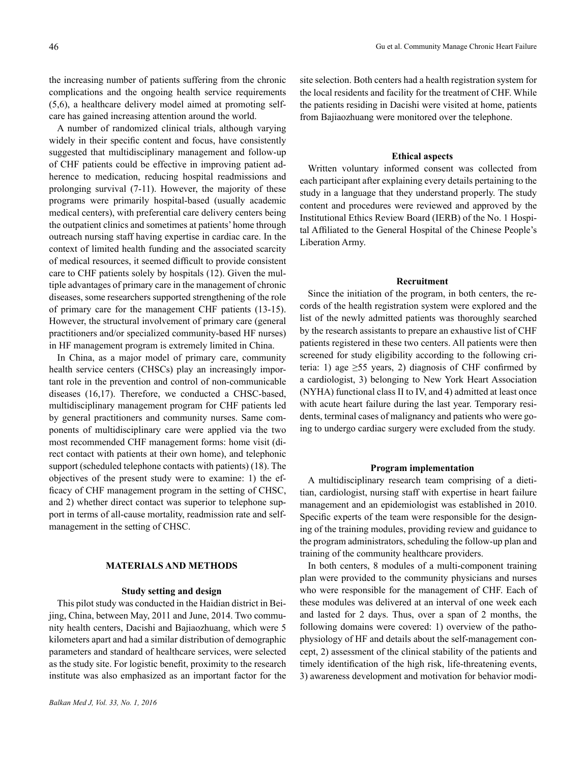the increasing number of patients suffering from the chronic complications and the ongoing health service requirements (5,6), a healthcare delivery model aimed at promoting self-care has gained increasing attention around the world.

A number of randomized clinical trials, although varying widely in their specific content and focus, have consistently suggested that multidisciplinary management and follow-up of CHF patients could be effective in improving patient adherence to medication, reducing hospital readmissions and prolonging survival (7-11). However, the majority of these programs were primarily hospital-based (usually academic medical centers), with preferential care delivery centers being the outpatient clinics and sometimes at patients' home through outreach nursing staff having expertise in cardiac care. In the context of limited health funding and the associated scarcity of medical resources, it seemed difficult to provide consistent care to CHF patients solely by hospitals (12). Given the multiple advantages of primary care in the management of chronic diseases, some researchers supported strengthening of the role of primary care for the management CHF patients (13-15). However, the structural involvement of primary care (general practitioners and/or specialized community-based HF nurses) in HF management program is extremely limited in China.

In China, as a major model of primary care, community health service centers (CHSCs) play an increasingly important role in the prevention and control of non-communicable diseases (16,17). Therefore, we conducted a CHSC-based, multidisciplinary management program for CHF patients led by general practitioners and community nurses. Same components of multidisciplinary care were applied via the two most recommended CHF management forms: home visit (direct contact with patients at their own home), and telephonic support (scheduled telephone contacts with patients) (18). The objectives of the present study were to examine: 1) the efficacy of CHF management program in the setting of CHSC, and 2) whether direct contact was superior to telephone support in terms of all-cause mortality, readmission rate and self-management in the setting of CHSC.

## MATERIALS AND METHODS

### Study setting and design

This pilot study was conducted in the Haidian district in Beijing, China, between May, 2011 and June, 2014. Two community health centers, Dacishi and Bajiaozhuang, which were 5 kilometers apart and had a similar distribution of demographic parameters and standard of healthcare services, were selected as the study site. For logistic benefit, proximity to the research institute was also emphasized as an important factor for the site selection. Both centers had a health registration system for the local residents and facility for the treatment of CHF. While the patients residing in Dacishi were visited at home, patients from Bajiaozhuang were monitored over the telephone.

### Ethical aspects

Written voluntary informed consent was collected from each participant after explaining every details pertaining to the study in a language that they understand properly. The study content and procedures were reviewed and approved by the Institutional Ethics Review Board (IERB) of the No. 1 Hospital Affiliated to the General Hospital of the Chinese People's Liberation Army.

### Recruitment

Since the initiation of the program, in both centers, the records of the health registration system were explored and the list of the newly admitted patients was thoroughly searched by the research assistants to prepare an exhaustive list of CHF patients registered in these two centers. All patients were then screened for study eligibility according to the following criteria: 1) age ≥55 years, 2) diagnosis of CHF confirmed by a cardiologist, 3) belonging to New York Heart Association (NYHA) functional class II to IV, and 4) admitted at least once with acute heart failure during the last year. Temporary residents, terminal cases of malignancy and patients who were going to undergo cardiac surgery were excluded from the study.

### Program implementation

A multidisciplinary research team comprising of a dietitian, cardiologist, nursing staff with expertise in heart failure management and an epidemiologist was established in 2010. Specific experts of the team were responsible for the designing of the training modules, providing review and guidance to the program administrators, scheduling the follow-up plan and training of the community healthcare providers.

In both centers, 8 modules of a multi-component training plan were provided to the community physicians and nurses who were responsible for the management of CHF. Each of these modules was delivered at an interval of one week each and lasted for 2 days. Thus, over a span of 2 months, the following domains were covered: 1) overview of the pathophysiology of HF and details about the self-management concept, 2) assessment of the clinical stability of the patients and timely identification of the high risk, life-threatening events, 3) awareness development and motivation for behavior modi-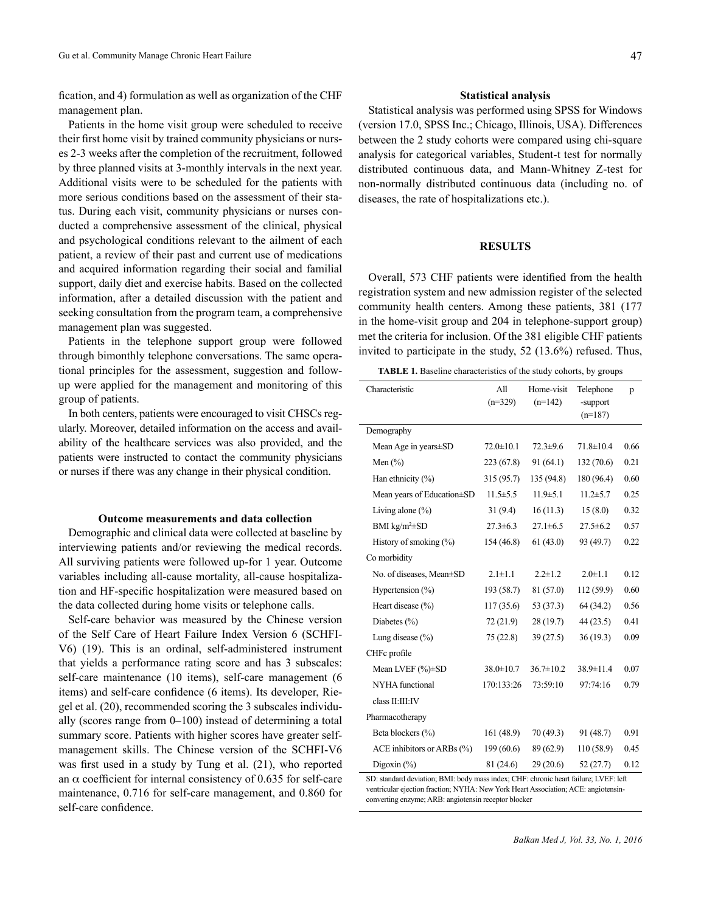fication, and 4) formulation as well as organization of the CHF management plan.

Patients in the home visit group were scheduled to receive their first home visit by trained community physicians or nurses 2-3 weeks after the completion of the recruitment, followed by three planned visits at 3-monthly intervals in the next year. Additional visits were to be scheduled for the patients with more serious conditions based on the assessment of their status. During each visit, community physicians or nurses conducted a comprehensive assessment of the clinical, physical and psychological conditions relevant to the ailment of each patient, a review of their past and current use of medications and acquired information regarding their social and familial support, daily diet and exercise habits. Based on the collected information, after a detailed discussion with the patient and seeking consultation from the program team, a comprehensive management plan was suggested.

Patients in the telephone support group were followed through bimonthly telephone conversations. The same operational principles for the assessment, suggestion and follow-up were applied for the management and monitoring of this group of patients.

In both centers, patients were encouraged to visit CHSCs regularly. Moreover, detailed information on the access and availability of the healthcare services was also provided, and the patients were instructed to contact the community physicians or nurses if there was any change in their physical condition.

### Outcome measurements and data collection

Demographic and clinical data were collected at baseline by interviewing patients and/or reviewing the medical records. All surviving patients were followed up-for 1 year. Outcome variables including all-cause mortality, all-cause hospitalization and HF-specific hospitalization were measured based on the data collected during home visits or telephone calls.

Self-care behavior was measured by the Chinese version of the Self Care of Heart Failure Index Version 6 (SCHFI-V6) (19). This is an ordinal, self-administered instrument that yields a performance rating score and has 3 subscales: self-care maintenance (10 items), self-care management (6 items) and self-care confidence (6 items). Its developer, Riegel et al. (20), recommended scoring the 3 subscales individually (scores range from 0–100) instead of determining a total summary score. Patients with higher scores have greater self-management skills. The Chinese version of the SCHFI-V6 was first used in a study by Tung et al. (21), who reported an $\alpha$ coefficient for internal consistency of 0.635 for self-care maintenance, 0.716 for self-care management, and 0.860 for self-care confidence.

### Statistical analysis

Statistical analysis was performed using SPSS for Windows (version 17.0, SPSS Inc.; Chicago, Illinois, USA). Differences between the 2 study cohorts were compared using chi-square analysis for categorical variables, Student-t test for normally distributed continuous data, and Mann-Whitney Z-test for non-normally distributed continuous data (including no. of diseases, the rate of hospitalizations etc.).

## RESULTS

Overall, 573 CHF patients were identified from the health registration system and new admission register of the selected community health centers. Among these patients, 381 (177 in the home-visit group and 204 in telephone-support group) met the criteria for inclusion. Of the 381 eligible CHF patients invited to participate in the study, 52 (13.6%) refused. Thus,

**TABLE 1.** Baseline characteristics of the study cohorts, by groups

| Characteristic | All (n=329) | Home-visit (n=142) | Telephone -support (n=187) | p |
|---|---|---|---|---|
| Demography | | | | |
| Mean Age in years±SD | 72.0±10.1 | 72.3±9.6 | 71.8±10.4 | 0.66 |
| Men (%) | 223 (67.8) | 91 (64.1) | 132 (70.6) | 0.21 |
| Han ethnicity (%) | 315 (95.7) | 135 (94.8) | 180 (96.4) | 0.60 |
| Mean years of Education±SD | 11.5±5.5 | 11.9±5.1 | 11.2±5.7 | 0.25 |
| Living alone (%) | 31 (9.4) | 16 (11.3) | 15 (8.0) | 0.32 |
| BMI kg/m²±SD | 27.3±6.3 | 27.1±6.5 | 27.5±6.2 | 0.57 |
| History of smoking (%) | 154 (46.8) | 61 (43.0) | 93 (49.7) | 0.22 |
| Co morbidity | | | | |
| No. of diseases, Mean±SD | 2.1±1.1 | 2.2±1.2 | 2.0±1.1 | 0.12 |
| Hypertension (%) | 193 (58.7) | 81 (57.0) | 112 (59.9) | 0.60 |
| Heart disease (%) | 117 (35.6) | 53 (37.3) | 64 (34.2) | 0.56 |
| Diabetes (%) | 72 (21.9) | 28 (19.7) | 44 (23.5) | 0.41 |
| Lung disease (%) | 75 (22.8) | 39 (27.5) | 36 (19.3) | 0.09 |
| CHFc profile | | | | |
| Mean LVEF (%)±SD | 38.0±10.7 | 36.7±10.2 | 38.9±11.4 | 0.07 |
| NYHA functional class II:III:IV | 170:133:26 | 73:59:10 | 97:74:16 | 0.79 |
| Pharmacotherapy | | | | |
| Beta blockers (%) | 161 (48.9) | 70 (49.3) | 91 (48.7) | 0.91 |
| ACE inhibitors or ARBs (%) | 199 (60.6) | 89 (62.9) | 110 (58.9) | 0.45 |
| Digoxin (%) | 81 (24.6) | 29 (20.6) | 52 (27.7) | 0.12 |

SD: standard deviation; BMI: body mass index; CHF: chronic heart failure; LVEF: left ventricular ejection fraction; NYHA: New York Heart Association; ACE: angiotensin-converting enzyme; ARB: angiotensin receptor blocker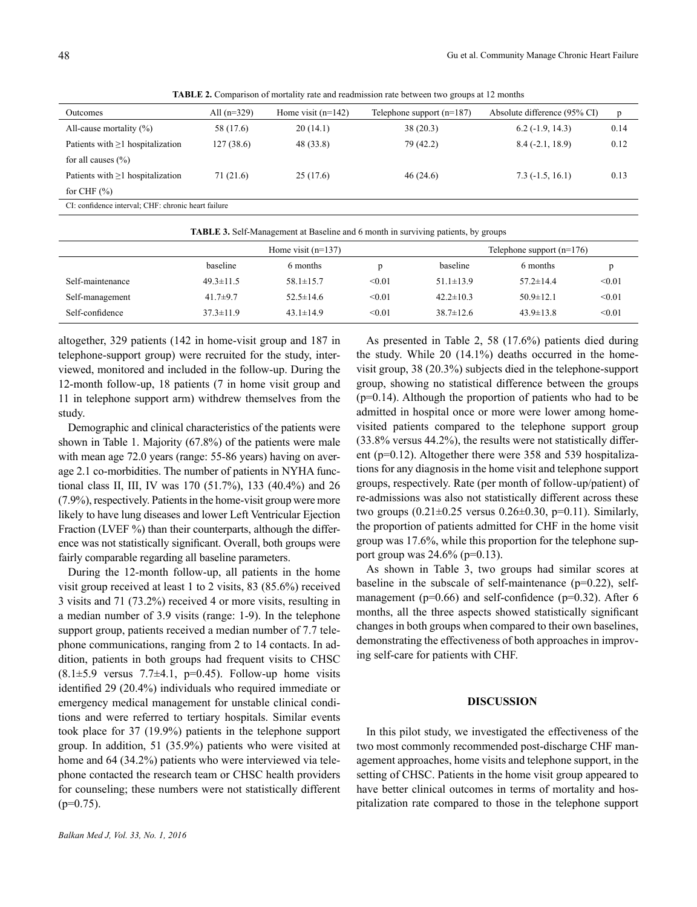**TABLE 2.** Comparison of mortality rate and readmission rate between two groups at 12 months

| Outcomes | All (n=329) | Home visit (n=142) | Telephone support (n=187) | Absolute difference (95% CI) | p |
|---|---|---|---|---|---|
| All-cause mortality (%) | 58 (17.6) | 20 (14.1) | 38 (20.3) | 6.2 (-1.9, 14.3) | 0.14 |
| Patients with ≥1 hospitalization for all causes (%) | 127 (38.6) | 48 (33.8) | 79 (42.2) | 8.4 (-2.1, 18.9) | 0.12 |
| Patients with ≥1 hospitalization for CHF (%) | 71 (21.6) | 25 (17.6) | 46 (24.6) | 7.3 (-1.5, 16.1) | 0.13 |

CI: confidence interval; CHF: chronic heart failure

**TABLE 3.** Self-Management at Baseline and 6 month in surviving patients, by groups

| | Home visit (n=137) | | | Telephone support (n=176) | | |
|---|---|---|---|---|---|---|
| | baseline | 6 months | p | baseline | 6 months | p |
| Self-maintenance | 49.3±11.5 | 58.1±15.7 | <0.01 | 51.1±13.9 | 57.2±14.4 | <0.01 |
| Self-management | 41.7±9.7 | 52.5±14.6 | <0.01 | 42.2±10.3 | 50.9±12.1 | <0.01 |
| Self-confidence | 37.3±11.9 | 43.1±14.9 | <0.01 | 38.7±12.6 | 43.9±13.8 | <0.01 |

altogether, 329 patients (142 in home-visit group and 187 in telephone-support group) were recruited for the study, interviewed, monitored and included in the follow-up. During the 12-month follow-up, 18 patients (7 in home visit group and 11 in telephone support arm) withdrew themselves from the study.

Demographic and clinical characteristics of the patients were shown in Table 1. Majority (67.8%) of the patients were male with mean age 72.0 years (range: 55-86 years) having on average 2.1 co-morbidities. The number of patients in NYHA functional class II, III, IV was 170 (51.7%), 133 (40.4%) and 26 (7.9%), respectively. Patients in the home-visit group were more likely to have lung diseases and lower Left Ventricular Ejection Fraction (LVEF %) than their counterparts, although the difference was not statistically significant. Overall, both groups were fairly comparable regarding all baseline parameters.

During the 12-month follow-up, all patients in the home visit group received at least 1 to 2 visits, 83 (85.6%) received 3 visits and 71 (73.2%) received 4 or more visits, resulting in a median number of 3.9 visits (range: 1-9). In the telephone support group, patients received a median number of 7.7 telephone communications, ranging from 2 to 14 contacts. In addition, patients in both groups had frequent visits to CHSC (8.1±5.9 versus 7.7±4.1, p=0.45). Follow-up home visits identified 29 (20.4%) individuals who required immediate or emergency medical management for unstable clinical conditions and were referred to tertiary hospitals. Similar events took place for 37 (19.9%) patients in the telephone support group. In addition, 51 (35.9%) patients who were visited at home and 64 (34.2%) patients who were interviewed via telephone contacted the research team or CHSC health providers for counseling; these numbers were not statistically different (p=0.75).

As presented in Table 2, 58 (17.6%) patients died during the study. While 20 (14.1%) deaths occurred in the home-visit group, 38 (20.3%) subjects died in the telephone-support group, showing no statistical difference between the groups (p=0.14). Although the proportion of patients who had to be admitted in hospital once or more were lower among home-visited patients compared to the telephone support group (33.8% versus 44.2%), the results were not statistically different (p=0.12). Altogether there were 358 and 539 hospitalizations for any diagnosis in the home visit and telephone support groups, respectively. Rate (per month of follow-up/patient) of re-admissions was also not statistically different across these two groups (0.21±0.25 versus 0.26±0.30, p=0.11). Similarly, the proportion of patients admitted for CHF in the home visit group was 17.6%, while this proportion for the telephone support group was 24.6% (p=0.13).

As shown in Table 3, two groups had similar scores at baseline in the subscale of self-maintenance (p=0.22), self-management (p=0.66) and self-confidence (p=0.32). After 6 months, all the three aspects showed statistically significant changes in both groups when compared to their own baselines, demonstrating the effectiveness of both approaches in improving self-care for patients with CHF.

## DISCUSSION

In this pilot study, we investigated the effectiveness of the two most commonly recommended post-discharge CHF management approaches, home visits and telephone support, in the setting of CHSC. Patients in the home visit group appeared to have better clinical outcomes in terms of mortality and hospitalization rate compared to those in the telephone support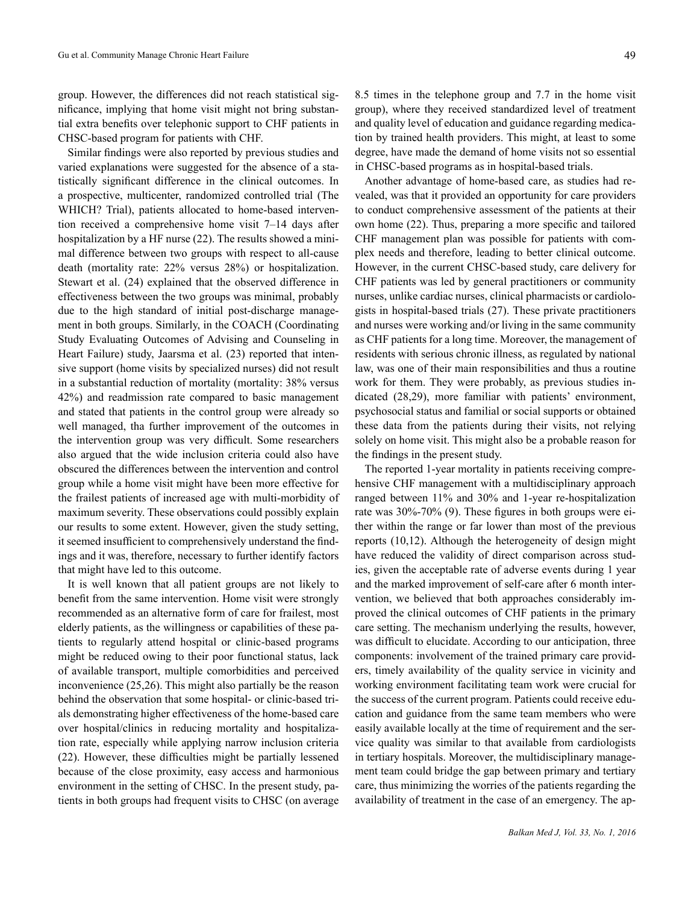group. However, the differences did not reach statistical significance, implying that home visit might not bring substantial extra benefits over telephonic support to CHF patients in CHSC-based program for patients with CHF.

Similar findings were also reported by previous studies and varied explanations were suggested for the absence of a statistically significant difference in the clinical outcomes. In a prospective, multicenter, randomized controlled trial (The WHICH? Trial), patients allocated to home-based intervention received a comprehensive home visit 7–14 days after hospitalization by a HF nurse (22). The results showed a minimal difference between two groups with respect to all-cause death (mortality rate: 22% versus 28%) or hospitalization. Stewart et al. (24) explained that the observed difference in effectiveness between the two groups was minimal, probably due to the high standard of initial post-discharge management in both groups. Similarly, in the COACH (Coordinating Study Evaluating Outcomes of Advising and Counseling in Heart Failure) study, Jaarsma et al. (23) reported that intensive support (home visits by specialized nurses) did not result in a substantial reduction of mortality (mortality: 38% versus 42%) and readmission rate compared to basic management and stated that patients in the control group were already so well managed, tha further improvement of the outcomes in the intervention group was very difficult. Some researchers also argued that the wide inclusion criteria could also have obscured the differences between the intervention and control group while a home visit might have been more effective for the frailest patients of increased age with multi-morbidity of maximum severity. These observations could possibly explain our results to some extent. However, given the study setting, it seemed insufficient to comprehensively understand the findings and it was, therefore, necessary to further identify factors that might have led to this outcome.

It is well known that all patient groups are not likely to benefit from the same intervention. Home visit were strongly recommended as an alternative form of care for frailest, most elderly patients, as the willingness or capabilities of these patients to regularly attend hospital or clinic-based programs might be reduced owing to their poor functional status, lack of available transport, multiple comorbidities and perceived inconvenience (25,26). This might also partially be the reason behind the observation that some hospital- or clinic-based trials demonstrating higher effectiveness of the home-based care over hospital/clinics in reducing mortality and hospitalization rate, especially while applying narrow inclusion criteria (22). However, these difficulties might be partially lessened because of the close proximity, easy access and harmonious environment in the setting of CHSC. In the present study, patients in both groups had frequent visits to CHSC (on average 8.5 times in the telephone group and 7.7 in the home visit group), where they received standardized level of treatment and quality level of education and guidance regarding medication by trained health providers. This might, at least to some degree, have made the demand of home visits not so essential in CHSC-based programs as in hospital-based trials.

Another advantage of home-based care, as studies had revealed, was that it provided an opportunity for care providers to conduct comprehensive assessment of the patients at their own home (22). Thus, preparing a more specific and tailored CHF management plan was possible for patients with complex needs and therefore, leading to better clinical outcome. However, in the current CHSC-based study, care delivery for CHF patients was led by general practitioners or community nurses, unlike cardiac nurses, clinical pharmacists or cardiologists in hospital-based trials (27). These private practitioners and nurses were working and/or living in the same community as CHF patients for a long time. Moreover, the management of residents with serious chronic illness, as regulated by national law, was one of their main responsibilities and thus a routine work for them. They were probably, as previous studies indicated (28,29), more familiar with patients' environment, psychosocial status and familial or social supports or obtained these data from the patients during their visits, not relying solely on home visit. This might also be a probable reason for the findings in the present study.

The reported 1-year mortality in patients receiving comprehensive CHF management with a multidisciplinary approach ranged between 11% and 30% and 1-year re-hospitalization rate was 30%-70% (9). These figures in both groups were either within the range or far lower than most of the previous reports (10,12). Although the heterogeneity of design might have reduced the validity of direct comparison across studies, given the acceptable rate of adverse events during 1 year and the marked improvement of self-care after 6 month intervention, we believed that both approaches considerably improved the clinical outcomes of CHF patients in the primary care setting. The mechanism underlying the results, however, was difficult to elucidate. According to our anticipation, three components: involvement of the trained primary care providers, timely availability of the quality service in vicinity and working environment facilitating team work were crucial for the success of the current program. Patients could receive education and guidance from the same team members who were easily available locally at the time of requirement and the service quality was similar to that available from cardiologists in tertiary hospitals. Moreover, the multidisciplinary management team could bridge the gap between primary and tertiary care, thus minimizing the worries of the patients regarding the availability of treatment in the case of an emergency. The ap-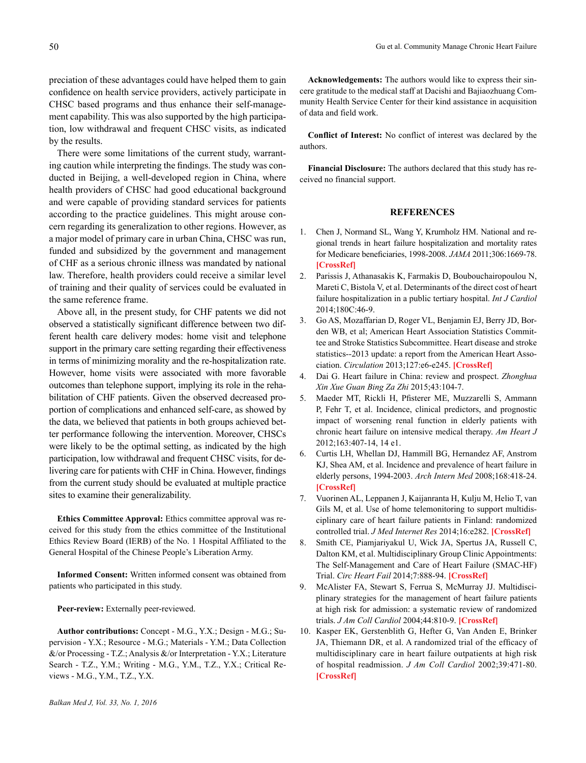preciation of these advantages could have helped them to gain confidence on health service providers, actively participate in CHSC based programs and thus enhance their self-management capability. This was also supported by the high participation, low withdrawal and frequent CHSC visits, as indicated by the results.

There were some limitations of the current study, warranting caution while interpreting the findings. The study was conducted in Beijing, a well-developed region in China, where health providers of CHSC had good educational background and were capable of providing standard services for patients according to the practice guidelines. This might arouse concern regarding its generalization to other regions. However, as a major model of primary care in urban China, CHSC was run, funded and subsidized by the government and management of CHF as a serious chronic illness was mandated by national law. Therefore, health providers could receive a similar level of training and their quality of services could be evaluated in the same reference frame.

Above all, in the present study, for CHF patents we did not observed a statistically significant difference between two different health care delivery modes: home visit and telephone support in the primary care setting regarding their effectiveness in terms of minimizing morality and the re-hospitalization rate. However, home visits were associated with more favorable outcomes than telephone support, implying its role in the rehabilitation of CHF patients. Given the observed decreased proportion of complications and enhanced self-care, as showed by the data, we believed that patients in both groups achieved better performance following the intervention. Moreover, CHSCs were likely to be the optimal setting, as indicated by the high participation, low withdrawal and frequent CHSC visits, for delivering care for patients with CHF in China. However, findings from the current study should be evaluated at multiple practice sites to examine their generalizability.

**Ethics Committee Approval:** Ethics committee approval was received for this study from the ethics committee of the Institutional Ethics Review Board (IERB) of the No. 1 Hospital Affiliated to the General Hospital of the Chinese People's Liberation Army.

**Informed Consent:** Written informed consent was obtained from patients who participated in this study.

**Peer-review:** Externally peer-reviewed.

**Author contributions:** Concept - M.G., Y.X.; Design - M.G.; Supervision - Y.X.; Resource - M.G.; Materials - Y.M.; Data Collection &/or Processing - T.Z.; Analysis &/or Interpretation - Y.X.; Literature Search - T.Z., Y.M.; Writing - M.G., Y.M., T.Z., Y.X.; Critical Reviews - M.G., Y.M., T.Z., Y.X.

**Acknowledgements:** The authors would like to express their sincere gratitude to the medical staff at Dacishi and Bajiaozhuang Community Health Service Center for their kind assistance in acquisition of data and field work.

**Conflict of Interest:** No conflict of interest was declared by the authors.

**Financial Disclosure:** The authors declared that this study has received no financial support.

## REFERENCES

1. Chen J, Normand SL, Wang Y, Krumholz HM. National and regional trends in heart failure hospitalization and mortality rates for Medicare beneficiaries, 1998-2008. *JAMA* 2011;306:1669-78. [CrossRef]
2. Parissis J, Athanasakis K, Farmakis D, Boubouchairopoulou N, Mareti C, Bistola V, et al. Determinants of the direct cost of heart failure hospitalization in a public tertiary hospital. *Int J Cardiol* 2014;180C:46-9.
3. Go AS, Mozaffarian D, Roger VL, Benjamin EJ, Berry JD, Borden WB, et al; American Heart Association Statistics Committee and Stroke Statistics Subcommittee. Heart disease and stroke statistics--2013 update: a report from the American Heart Association. *Circulation* 2013;127:e6-e245. [CrossRef]
4. Dai G. Heart failure in China: review and prospect. *Zhonghua Xin Xue Guan Bing Za Zhi* 2015;43:104-7.
5. Maeder MT, Rickli H, Pfisterer ME, Muzzarelli S, Ammann P, Fehr T, et al. Incidence, clinical predictors, and prognostic impact of worsening renal function in elderly patients with chronic heart failure on intensive medical therapy. *Am Heart J* 2012;163:407-14, 14 e1.
6. Curtis LH, Whellan DJ, Hammill BG, Hernandez AF, Anstrom KJ, Shea AM, et al. Incidence and prevalence of heart failure in elderly persons, 1994-2003. *Arch Intern Med* 2008;168:418-24. [CrossRef]
7. Vuorinen AL, Leppanen J, Kaijanranta H, Kulju M, Helio T, van Gils M, et al. Use of home telemonitoring to support multidisciplinary care of heart failure patients in Finland: randomized controlled trial. *J Med Internet Res* 2014;16:e282. [CrossRef]
8. Smith CE, Piamjariyakul U, Wick JA, Spertus JA, Russell C, Dalton KM, et al. Multidisciplinary Group Clinic Appointments: The Self-Management and Care of Heart Failure (SMAC-HF) Trial. *Circ Heart Fail* 2014;7:888-94. [CrossRef]
9. McAlister FA, Stewart S, Ferrua S, McMurray JJ. Multidisciplinary strategies for the management of heart failure patients at high risk for admission: a systematic review of randomized trials. *J Am Coll Cardiol* 2004;44:810-9. [CrossRef]
10. Kasper EK, Gerstenblith G, Hefter G, Van Anden E, Brinker JA, Thiemann DR, et al. A randomized trial of the efficacy of multidisciplinary care in heart failure outpatients at high risk of hospital readmission. *J Am Coll Cardiol* 2002;39:471-80. [CrossRef]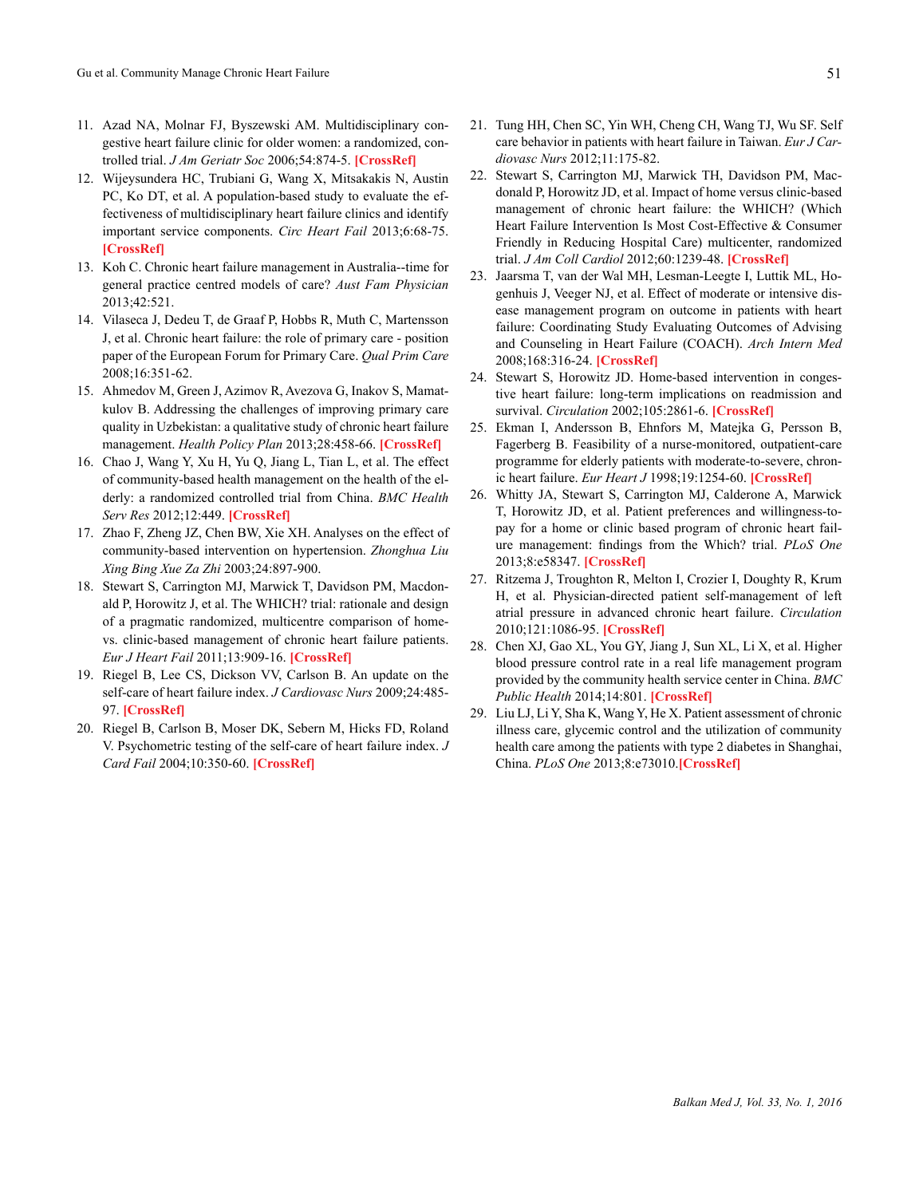11. Azad NA, Molnar FJ, Byszewski AM. Multidisciplinary congestive heart failure clinic for older women: a randomized, controlled trial. *J Am Geriatr Soc* 2006;54:874-5. **[CrossRef]**
12. Wijeysundera HC, Trubiani G, Wang X, Mitsakakis N, Austin PC, Ko DT, et al. A population-based study to evaluate the effectiveness of multidisciplinary heart failure clinics and identify important service components. *Circ Heart Fail* 2013;6:68-75. **[CrossRef]**
13. Koh C. Chronic heart failure management in Australia--time for general practice centred models of care? *Aust Fam Physician* 2013;42:521.
14. Vilaseca J, Dedeu T, de Graaf P, Hobbs R, Muth C, Martensson J, et al. Chronic heart failure: the role of primary care - position paper of the European Forum for Primary Care. *Qual Prim Care* 2008;16:351-62.
15. Ahmedov M, Green J, Azimov R, Avezova G, Inakov S, Mamatkulov B. Addressing the challenges of improving primary care quality in Uzbekistan: a qualitative study of chronic heart failure management. *Health Policy Plan* 2013;28:458-66. **[CrossRef]**
16. Chao J, Wang Y, Xu H, Yu Q, Jiang L, Tian L, et al. The effect of community-based health management on the health of the elderly: a randomized controlled trial from China. *BMC Health Serv Res* 2012;12:449. **[CrossRef]**
17. Zhao F, Zheng JZ, Chen BW, Xie XH. Analyses on the effect of community-based intervention on hypertension. *Zhonghua Liu Xing Bing Xue Za Zhi* 2003;24:897-900.
18. Stewart S, Carrington MJ, Marwick T, Davidson PM, Macdonald P, Horowitz J, et al. The WHICH? trial: rationale and design of a pragmatic randomized, multicentre comparison of home- vs. clinic-based management of chronic heart failure patients. *Eur J Heart Fail* 2011;13:909-16. **[CrossRef]**
19. Riegel B, Lee CS, Dickson VV, Carlson B. An update on the self-care of heart failure index. *J Cardiovasc Nurs* 2009;24:485-97. **[CrossRef]**
20. Riegel B, Carlson B, Moser DK, Sebern M, Hicks FD, Roland V. Psychometric testing of the self-care of heart failure index. *J Card Fail* 2004;10:350-60. **[CrossRef]**
21. Tung HH, Chen SC, Yin WH, Cheng CH, Wang TJ, Wu SF. Self care behavior in patients with heart failure in Taiwan. *Eur J Cardiovasc Nurs* 2012;11:175-82.
22. Stewart S, Carrington MJ, Marwick TH, Davidson PM, Macdonald P, Horowitz JD, et al. Impact of home versus clinic-based management of chronic heart failure: the WHICH? (Which Heart Failure Intervention Is Most Cost-Effective & Consumer Friendly in Reducing Hospital Care) multicenter, randomized trial. *J Am Coll Cardiol* 2012;60:1239-48. **[CrossRef]**
23. Jaarsma T, van der Wal MH, Lesman-Leegte I, Luttik ML, Hogenhuis J, Veeger NJ, et al. Effect of moderate or intensive disease management program on outcome in patients with heart failure: Coordinating Study Evaluating Outcomes of Advising and Counseling in Heart Failure (COACH). *Arch Intern Med* 2008;168:316-24. **[CrossRef]**
24. Stewart S, Horowitz JD. Home-based intervention in congestive heart failure: long-term implications on readmission and survival. *Circulation* 2002;105:2861-6. **[CrossRef]**
25. Ekman I, Andersson B, Ehnfors M, Matejka G, Persson B, Fagerberg B. Feasibility of a nurse-monitored, outpatient-care programme for elderly patients with moderate-to-severe, chronic heart failure. *Eur Heart J* 1998;19:1254-60. **[CrossRef]**
26. Whitty JA, Stewart S, Carrington MJ, Calderone A, Marwick T, Horowitz JD, et al. Patient preferences and willingness-to-pay for a home or clinic based program of chronic heart failure management: findings from the Which? trial. *PLoS One* 2013;8:e58347. **[CrossRef]**
27. Ritzema J, Troughton R, Melton I, Crozier I, Doughty R, Krum H, et al. Physician-directed patient self-management of left atrial pressure in advanced chronic heart failure. *Circulation* 2010;121:1086-95. **[CrossRef]**
28. Chen XJ, Gao XL, You GY, Jiang J, Sun XL, Li X, et al. Higher blood pressure control rate in a real life management program provided by the community health service center in China. *BMC Public Health* 2014;14:801. **[CrossRef]**
29. Liu LJ, Li Y, Sha K, Wang Y, He X. Patient assessment of chronic illness care, glycemic control and the utilization of community health care among the patients with type 2 diabetes in Shanghai, China. *PLoS One* 2013;8:e73010.**[CrossRef]**